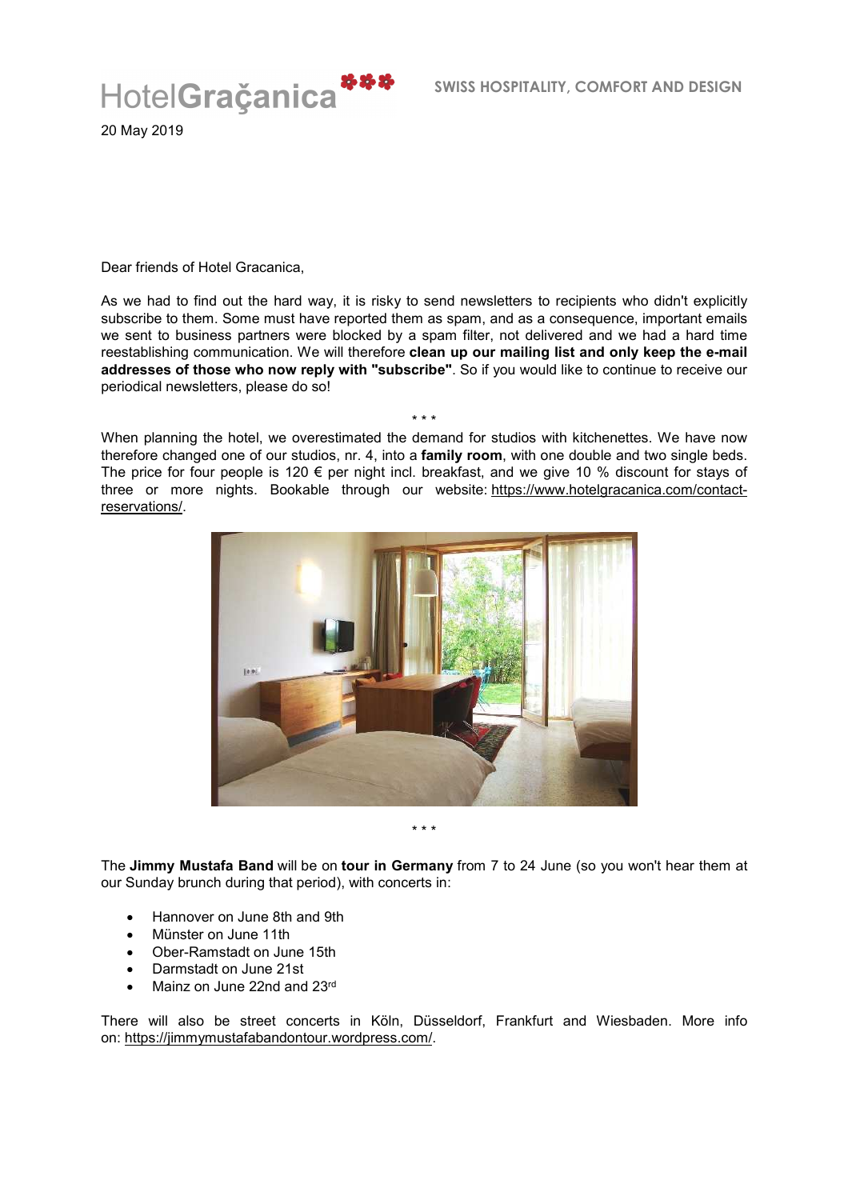HotelGraçanica

SWISS HOSPITALITY, COMFORT AND DESIGN

20 May 2019

Dear friends of Hotel Gracanica,

As we had to find out the hard way, it is risky to send newsletters to recipients who didn't explicitly subscribe to them. Some must have reported them as spam, and as a consequence, important emails we sent to business partners were blocked by a spam filter, not delivered and we had a hard time reestablishing communication. We will therefore **clean up our mailing list and only keep the e-mail addresses of those who now reply with "subscribe"**. So if you would like to continue to receive our periodical newsletters, please do so!

\* \* \*

When planning the hotel, we overestimated the demand for studios with kitchenettes. We have now therefore changed one of our studios, nr. 4, into a **family room**, with one double and two single beds. The price for four people is 120 € per night incl. breakfast, and we give 10 % discount for stays of three or more nights. Bookable through our website: https://www.hotelgracanica.com/contact-reservations/.

\* \* \*

The **Jimmy Mustafa Band** will be on **tour in Germany** from 7 to 24 June (so you won't hear them at our Sunday brunch during that period), with concerts in:

- Hannover on June 8th and 9th
- Münster on June 11th
- Ober-Ramstadt on June 15th
- Darmstadt on June 21st
- Mainz on June 22nd and 23rd

There will also be street concerts in Köln, Düsseldorf, Frankfurt and Wiesbaden. More info on: https://jimmymustafabandontour.wordpress.com/.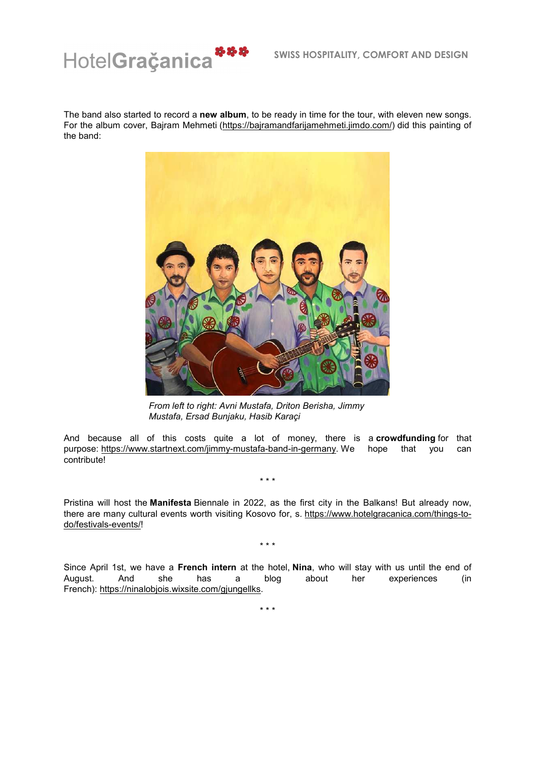The band also started to record a **new album**, to be ready in time for the tour, with eleven new songs. For the album cover, Bajram Mehmeti (https://bajramandfarijamehmeti.jimdo.com/) did this painting of the band:

*From left to right: Avni Mustafa, Driton Berisha, Jimmy Mustafa, Ersad Bunjaku, Hasib Karaçi*

And because all of this costs quite a lot of money, there is a **crowdfunding** for that purpose: https://www.startnext.com/jimmy-mustafa-band-in-germany. We hope that you can contribute!

\* \* \*

Pristina will host the **Manifesta** Biennale in 2022, as the first city in the Balkans! But already now, there are many cultural events worth visiting Kosovo for, s. https://www.hotelgracanica.com/things-to-do/festivals-events/!

\* \* \*

Since April 1st, we have a **French intern** at the hotel, **Nina**, who will stay with us until the end of August. And she has a blog about her experiences (in French): https://ninalobjois.wixsite.com/gjungellks.

\* \* \*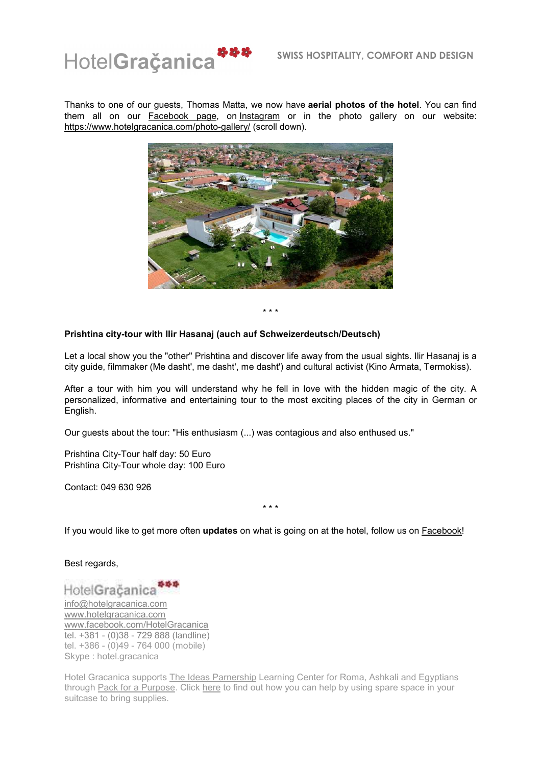Thanks to one of our guests, Thomas Matta, we now have **aerial photos of the hotel**. You can find them all on our Facebook page, on Instagram or in the photo gallery on our website: https://www.hotelgracanica.com/photo-gallery/ (scroll down).

\* \* \*

**Prishtina city-tour with Ilir Hasanaj (auch auf Schweizerdeutsch/Deutsch)**

Let a local show you the "other" Prishtina and discover life away from the usual sights. Ilir Hasanaj is a city guide, filmmaker (Me dasht', me dasht', me dasht') and cultural activist (Kino Armata, Termokiss).

After a tour with him you will understand why he fell in love with the hidden magic of the city. A personalized, informative and entertaining tour to the most exciting places of the city in German or English.

Our guests about the tour: "His enthusiasm (...) was contagious and also enthused us."

Prishtina City-Tour half day: 50 Euro
Prishtina City-Tour whole day: 100 Euro

Contact: 049 630 926

\* \* \*

If you would like to get more often **updates** on what is going on at the hotel, follow us on Facebook!

Best regards,

HotelGraçanica

info@hotelgracanica.com
www.hotelgracanica.com
www.facebook.com/HotelGracanica
tel. +381 - (0)38 - 729 888 (landline)
tel. +386 - (0)49 - 764 000 (mobile)
Skype : hotel.gracanica

Hotel Gracanica supports The Ideas Parnership Learning Center for Roma, Ashkali and Egyptians through Pack for a Purpose. Click here to find out how you can help by using spare space in your suitcase to bring supplies.